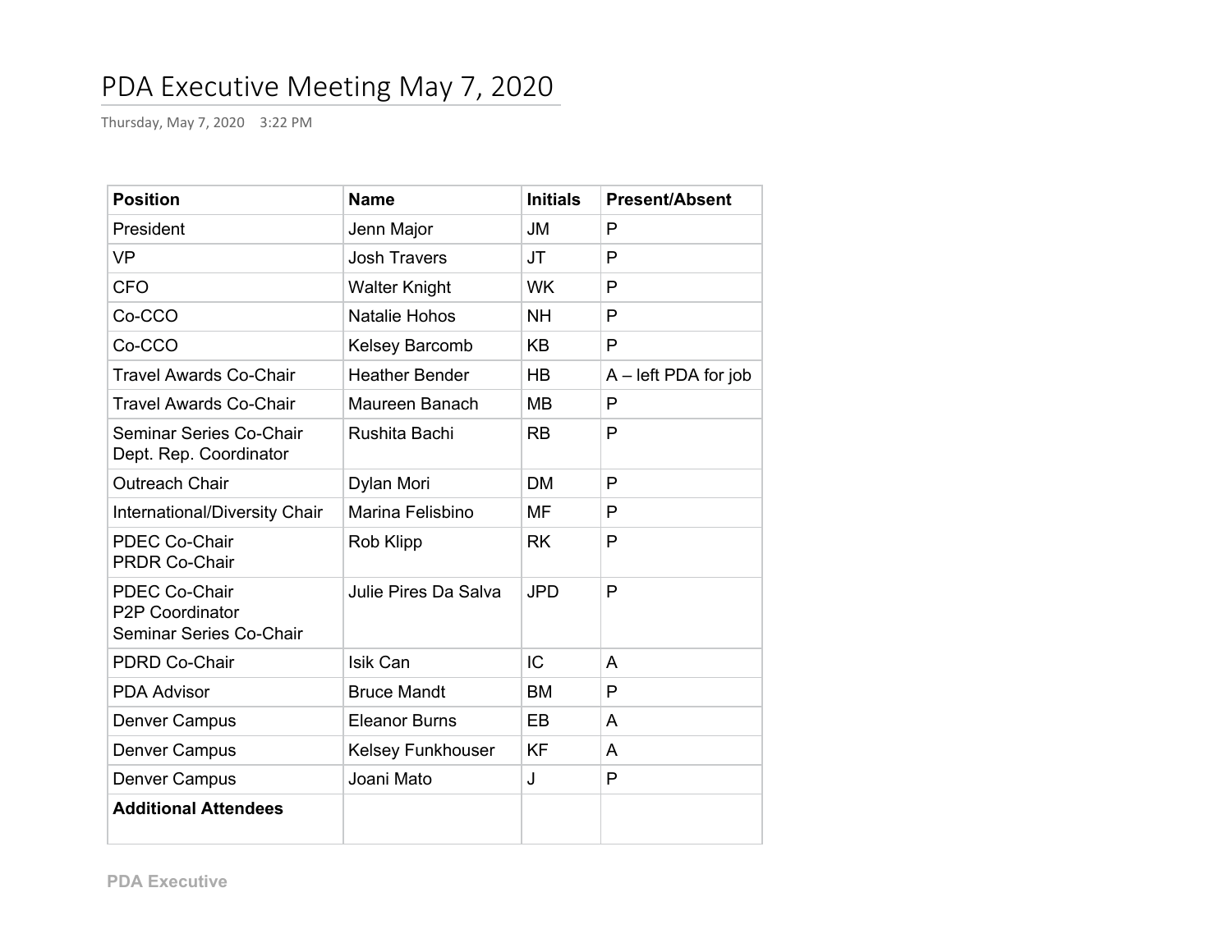# PDA Executive Meeting May 7, 2020

Thursday, May 7, 2020 3:22 PM

| **Position** | **Name** | **Initials** | **Present/Absent** |
|---|---|---|---|
| President | Jenn Major | JM | P |
| VP | Josh Travers | JT | P |
| CFO | Walter Knight | WK | P |
| Co-CCO | Natalie Hohos | NH | P |
| Co-CCO | Kelsey Barcomb | KB | P |
| Travel Awards Co-Chair | Heather Bender | HB | A – left PDA for job |
| Travel Awards Co-Chair | Maureen Banach | MB | P |
| Seminar Series Co-Chair<br>Dept. Rep. Coordinator | Rushita Bachi | RB | P |
| Outreach Chair | Dylan Mori | DM | P |
| International/Diversity Chair | Marina Felisbino | MF | P |
| PDEC Co-Chair<br>PRDR Co-Chair | Rob Klipp | RK | P |
| PDEC Co-Chair<br>P2P Coordinator<br>Seminar Series Co-Chair | Julie Pires Da Salva | JPD | P |
| PDRD Co-Chair | Isik Can | IC | A |
| PDA Advisor | Bruce Mandt | BM | P |
| Denver Campus | Eleanor Burns | EB | A |
| Denver Campus | Kelsey Funkhouser | KF | A |
| Denver Campus | Joani Mato | J | P |
| **Additional Attendees** | | | |

**PDA Executive**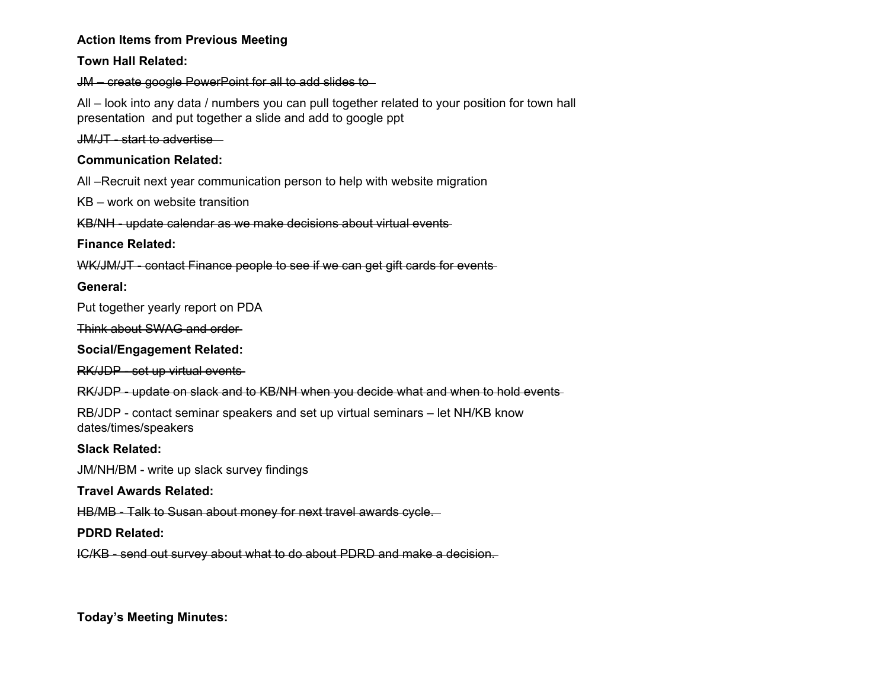**Action Items from Previous Meeting**

**Town Hall Related:**

~~JM – create google PowerPoint for all to add slides to~~

All – look into any data / numbers you can pull together related to your position for town hall presentation and put together a slide and add to google ppt

~~JM/JT - start to advertise~~

**Communication Related:**

All –Recruit next year communication person to help with website migration

KB – work on website transition

~~KB/NH - update calendar as we make decisions about virtual events~~

**Finance Related:**

~~WK/JM/JT - contact Finance people to see if we can get gift cards for events~~

**General:**

Put together yearly report on PDA

~~Think about SWAG and order~~

**Social/Engagement Related:**

~~RK/JDP - set up virtual events~~

~~RK/JDP - update on slack and to KB/NH when you decide what and when to hold events~~

RB/JDP - contact seminar speakers and set up virtual seminars – let NH/KB know dates/times/speakers

**Slack Related:**

JM/NH/BM - write up slack survey findings

**Travel Awards Related:**

~~HB/MB - Talk to Susan about money for next travel awards cycle.~~

**PDRD Related:**

~~IC/KB - send out survey about what to do about PDRD and make a decision.~~

**Today's Meeting Minutes:**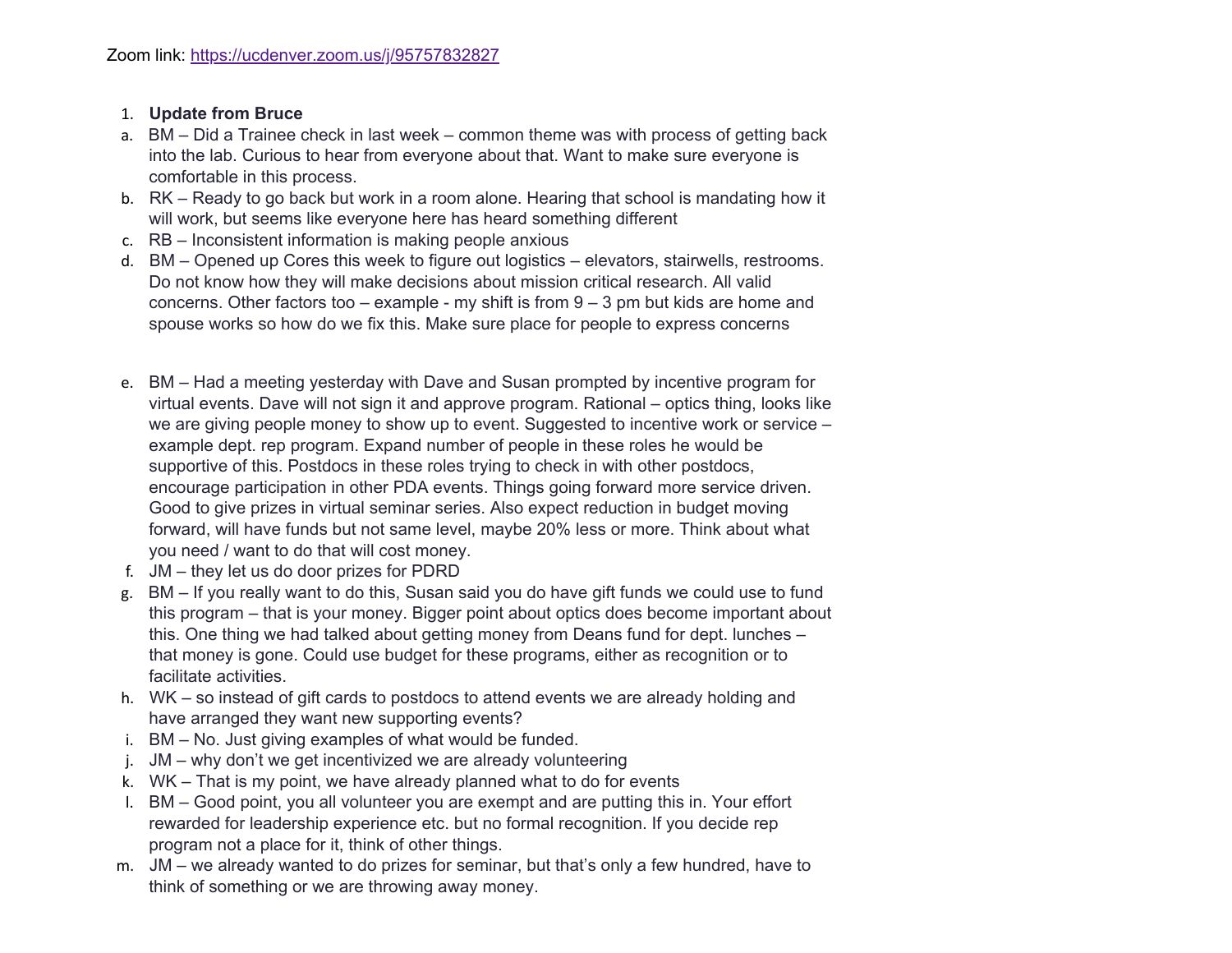Zoom link: https://ucdenver.zoom.us/j/95757832827

1. **Update from Bruce**

a. BM – Did a Trainee check in last week – common theme was with process of getting back into the lab. Curious to hear from everyone about that. Want to make sure everyone is comfortable in this process.

b. RK – Ready to go back but work in a room alone. Hearing that school is mandating how it will work, but seems like everyone here has heard something different

c. RB – Inconsistent information is making people anxious

d. BM – Opened up Cores this week to figure out logistics – elevators, stairwells, restrooms. Do not know how they will make decisions about mission critical research. All valid concerns. Other factors too – example - my shift is from 9 – 3 pm but kids are home and spouse works so how do we fix this. Make sure place for people to express concerns

e. BM – Had a meeting yesterday with Dave and Susan prompted by incentive program for virtual events. Dave will not sign it and approve program. Rational – optics thing, looks like we are giving people money to show up to event. Suggested to incentive work or service – example dept. rep program. Expand number of people in these roles he would be supportive of this. Postdocs in these roles trying to check in with other postdocs, encourage participation in other PDA events. Things going forward more service driven. Good to give prizes in virtual seminar series. Also expect reduction in budget moving forward, will have funds but not same level, maybe 20% less or more. Think about what you need / want to do that will cost money.

f. JM – they let us do door prizes for PDRD

g. BM – If you really want to do this, Susan said you do have gift funds we could use to fund this program – that is your money. Bigger point about optics does become important about this. One thing we had talked about getting money from Deans fund for dept. lunches – that money is gone. Could use budget for these programs, either as recognition or to facilitate activities.

h. WK – so instead of gift cards to postdocs to attend events we are already holding and have arranged they want new supporting events?

i. BM – No. Just giving examples of what would be funded.

j. JM – why don't we get incentivized we are already volunteering

k. WK – That is my point, we have already planned what to do for events

l. BM – Good point, you all volunteer you are exempt and are putting this in. Your effort rewarded for leadership experience etc. but no formal recognition. If you decide rep program not a place for it, think of other things.

m. JM – we already wanted to do prizes for seminar, but that's only a few hundred, have to think of something or we are throwing away money.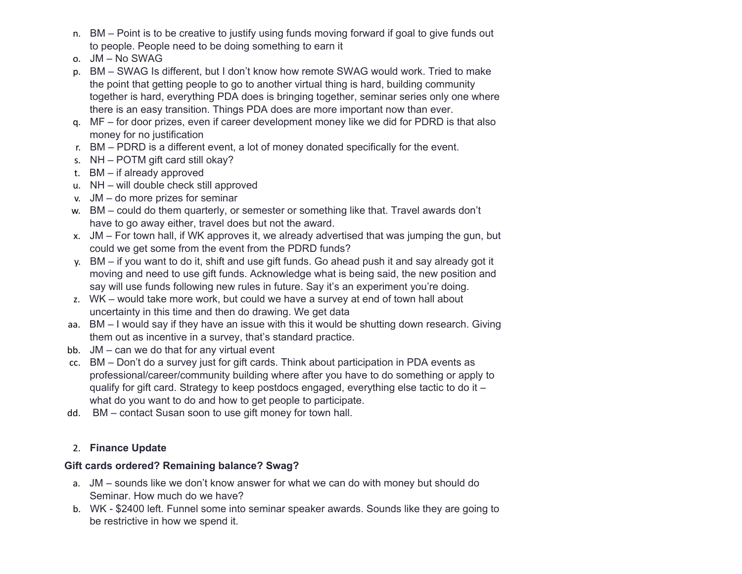n. BM – Point is to be creative to justify using funds moving forward if goal to give funds out to people. People need to be doing something to earn it
o. JM – No SWAG
p. BM – SWAG Is different, but I don't know how remote SWAG would work. Tried to make the point that getting people to go to another virtual thing is hard, building community together is hard, everything PDA does is bringing together, seminar series only one where there is an easy transition. Things PDA does are more important now than ever.
q. MF – for door prizes, even if career development money like we did for PDRD is that also money for no justification
r. BM – PDRD is a different event, a lot of money donated specifically for the event.
s. NH – POTM gift card still okay?
t. BM – if already approved
u. NH – will double check still approved
v. JM – do more prizes for seminar
w. BM – could do them quarterly, or semester or something like that. Travel awards don't have to go away either, travel does but not the award.
x. JM – For town hall, if WK approves it, we already advertised that was jumping the gun, but could we get some from the event from the PDRD funds?
y. BM – if you want to do it, shift and use gift funds. Go ahead push it and say already got it moving and need to use gift funds. Acknowledge what is being said, the new position and say will use funds following new rules in future. Say it's an experiment you're doing.
z. WK – would take more work, but could we have a survey at end of town hall about uncertainty in this time and then do drawing. We get data
aa. BM – I would say if they have an issue with this it would be shutting down research. Giving them out as incentive in a survey, that's standard practice.
bb. JM – can we do that for any virtual event
cc. BM – Don't do a survey just for gift cards. Think about participation in PDA events as professional/career/community building where after you have to do something or apply to qualify for gift card. Strategy to keep postdocs engaged, everything else tactic to do it – what do you want to do and how to get people to participate.
dd. BM – contact Susan soon to use gift money for town hall.

2. **Finance Update**

**Gift cards ordered? Remaining balance? Swag?**

a. JM – sounds like we don't know answer for what we can do with money but should do Seminar. How much do we have?
b. WK - $2400 left. Funnel some into seminar speaker awards. Sounds like they are going to be restrictive in how we spend it.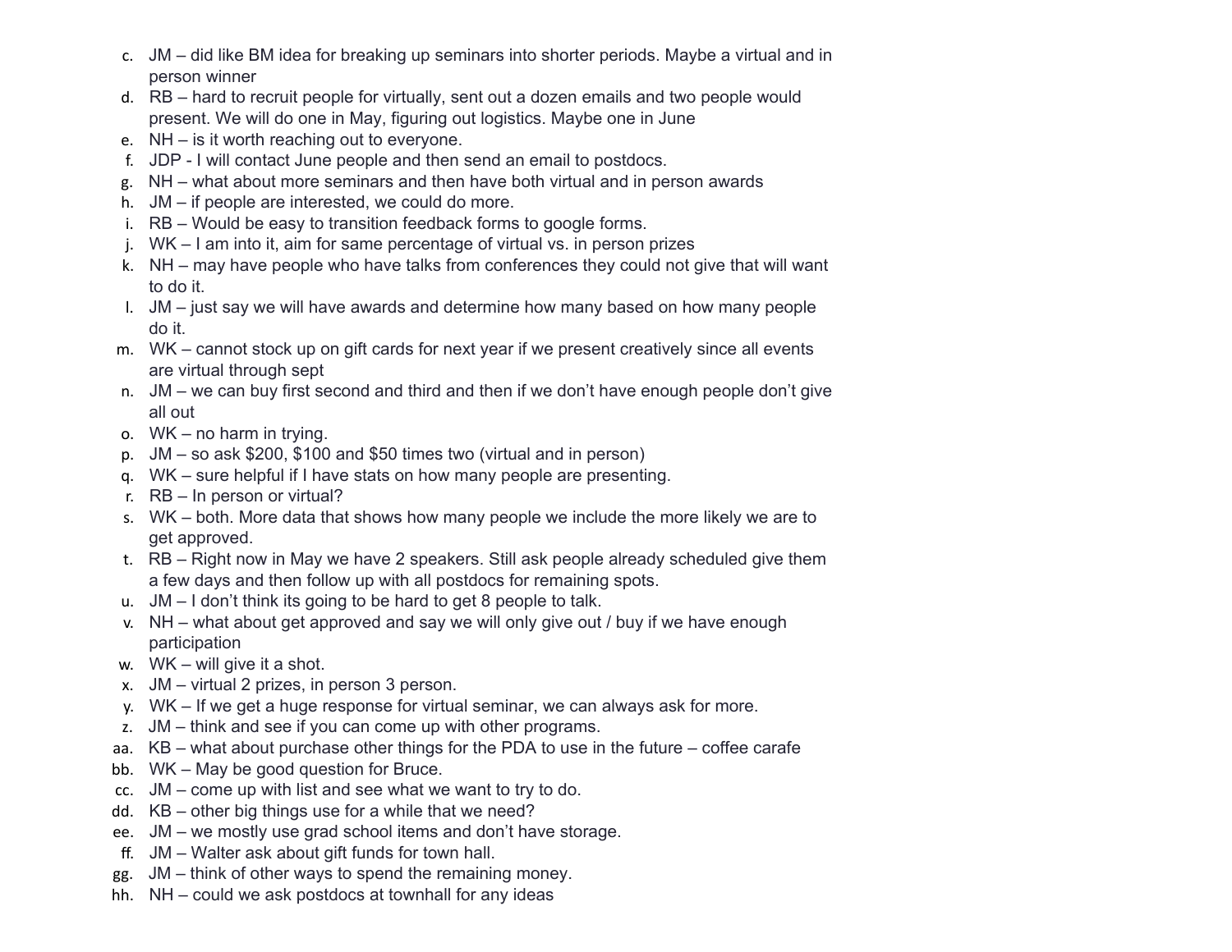c. JM – did like BM idea for breaking up seminars into shorter periods. Maybe a virtual and in person winner
d. RB – hard to recruit people for virtually, sent out a dozen emails and two people would present. We will do one in May, figuring out logistics. Maybe one in June
e. NH – is it worth reaching out to everyone.
f. JDP - I will contact June people and then send an email to postdocs.
g. NH – what about more seminars and then have both virtual and in person awards
h. JM – if people are interested, we could do more.
i. RB – Would be easy to transition feedback forms to google forms.
j. WK – I am into it, aim for same percentage of virtual vs. in person prizes
k. NH – may have people who have talks from conferences they could not give that will want to do it.
l. JM – just say we will have awards and determine how many based on how many people do it.
m. WK – cannot stock up on gift cards for next year if we present creatively since all events are virtual through sept
n. JM – we can buy first second and third and then if we don't have enough people don't give all out
o. WK – no harm in trying.
p. JM – so ask $200, $100 and $50 times two (virtual and in person)
q. WK – sure helpful if I have stats on how many people are presenting.
r. RB – In person or virtual?
s. WK – both. More data that shows how many people we include the more likely we are to get approved.
t. RB – Right now in May we have 2 speakers. Still ask people already scheduled give them a few days and then follow up with all postdocs for remaining spots.
u. JM – I don't think its going to be hard to get 8 people to talk.
v. NH – what about get approved and say we will only give out / buy if we have enough participation
w. WK – will give it a shot.
x. JM – virtual 2 prizes, in person 3 person.
y. WK – If we get a huge response for virtual seminar, we can always ask for more.
z. JM – think and see if you can come up with other programs.
aa. KB – what about purchase other things for the PDA to use in the future – coffee carafe
bb. WK – May be good question for Bruce.
cc. JM – come up with list and see what we want to try to do.
dd. KB – other big things use for a while that we need?
ee. JM – we mostly use grad school items and don't have storage.
ff. JM – Walter ask about gift funds for town hall.
gg. JM – think of other ways to spend the remaining money.
hh. NH – could we ask postdocs at townhall for any ideas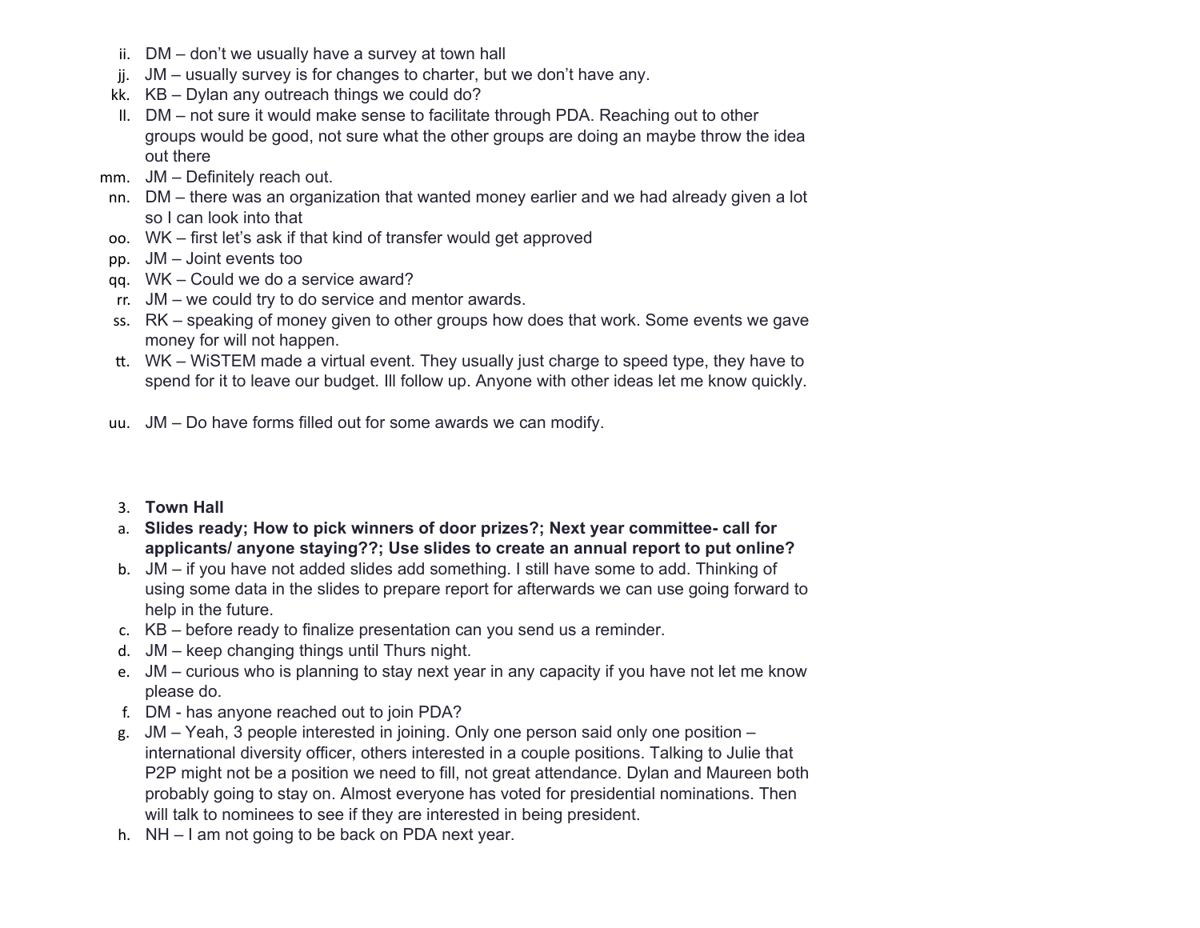ii. DM – don't we usually have a survey at town hall

jj. JM – usually survey is for changes to charter, but we don't have any.

kk. KB – Dylan any outreach things we could do?

ll. DM – not sure it would make sense to facilitate through PDA. Reaching out to other groups would be good, not sure what the other groups are doing an maybe throw the idea out there

mm. JM – Definitely reach out.

nn. DM – there was an organization that wanted money earlier and we had already given a lot so I can look into that

oo. WK – first let's ask if that kind of transfer would get approved

pp. JM – Joint events too

qq. WK – Could we do a service award?

rr. JM – we could try to do service and mentor awards.

ss. RK – speaking of money given to other groups how does that work. Some events we gave money for will not happen.

tt. WK – WiSTEM made a virtual event. They usually just charge to speed type, they have to spend for it to leave our budget. Ill follow up. Anyone with other ideas let me know quickly.

uu. JM – Do have forms filled out for some awards we can modify.

3. **Town Hall**

a. **Slides ready; How to pick winners of door prizes?; Next year committee- call for applicants/ anyone staying??; Use slides to create an annual report to put online?**

b. JM – if you have not added slides add something. I still have some to add. Thinking of using some data in the slides to prepare report for afterwards we can use going forward to help in the future.

c. KB – before ready to finalize presentation can you send us a reminder.

d. JM – keep changing things until Thurs night.

e. JM – curious who is planning to stay next year in any capacity if you have not let me know please do.

f. DM - has anyone reached out to join PDA?

g. JM – Yeah, 3 people interested in joining. Only one person said only one position – international diversity officer, others interested in a couple positions. Talking to Julie that P2P might not be a position we need to fill, not great attendance. Dylan and Maureen both probably going to stay on. Almost everyone has voted for presidential nominations. Then will talk to nominees to see if they are interested in being president.

h. NH – I am not going to be back on PDA next year.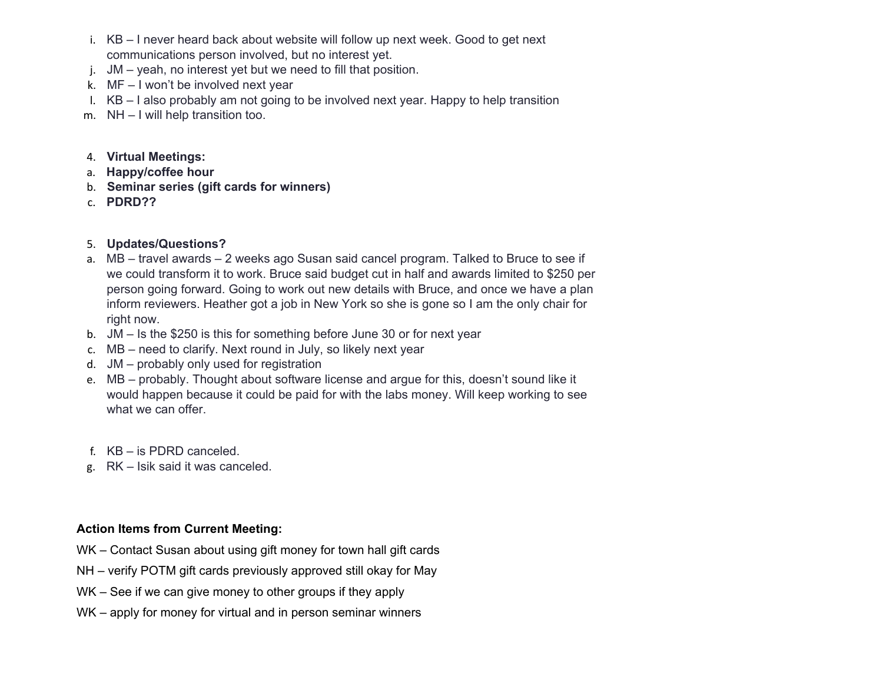i. KB – I never heard back about website will follow up next week. Good to get next communications person involved, but no interest yet.
j. JM – yeah, no interest yet but we need to fill that position.
k. MF – I won't be involved next year
l. KB – I also probably am not going to be involved next year. Happy to help transition
m. NH – I will help transition too.

4. **Virtual Meetings:**
   a. **Happy/coffee hour**
   b. **Seminar series (gift cards for winners)**
   c. **PDRD??**

5. **Updates/Questions?**
   a. MB – travel awards – 2 weeks ago Susan said cancel program. Talked to Bruce to see if we could transform it to work. Bruce said budget cut in half and awards limited to $250 per person going forward. Going to work out new details with Bruce, and once we have a plan inform reviewers. Heather got a job in New York so she is gone so I am the only chair for right now.
   b. JM – Is the $250 is this for something before June 30 or for next year
   c. MB – need to clarify. Next round in July, so likely next year
   d. JM – probably only used for registration
   e. MB – probably. Thought about software license and argue for this, doesn't sound like it would happen because it could be paid for with the labs money. Will keep working to see what we can offer.

   f. KB – is PDRD canceled.
   g. RK – Isik said it was canceled.

**Action Items from Current Meeting:**

WK – Contact Susan about using gift money for town hall gift cards

NH – verify POTM gift cards previously approved still okay for May

WK – See if we can give money to other groups if they apply

WK – apply for money for virtual and in person seminar winners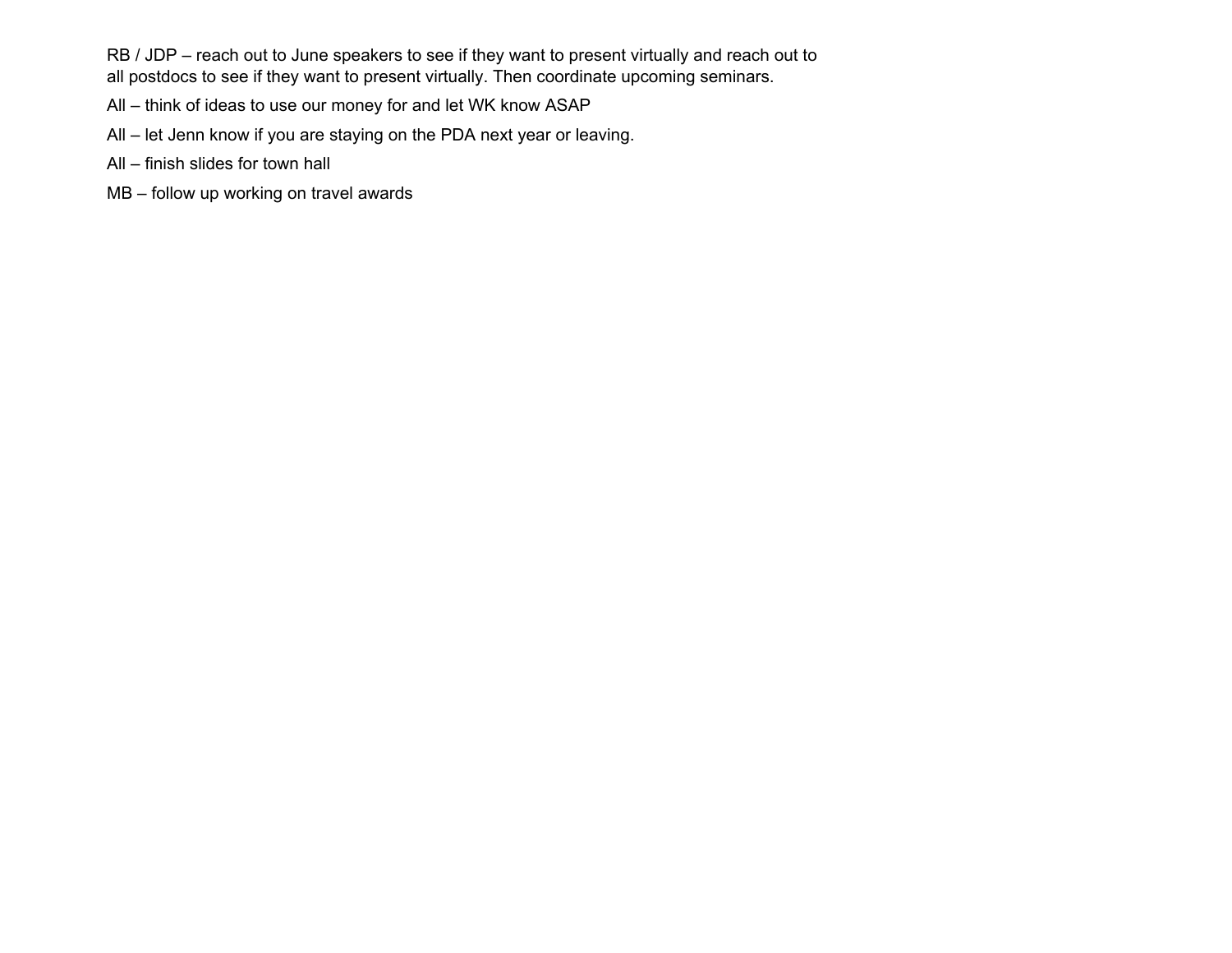RB / JDP – reach out to June speakers to see if they want to present virtually and reach out to all postdocs to see if they want to present virtually. Then coordinate upcoming seminars.

All – think of ideas to use our money for and let WK know ASAP

All – let Jenn know if you are staying on the PDA next year or leaving.

All – finish slides for town hall

MB – follow up working on travel awards